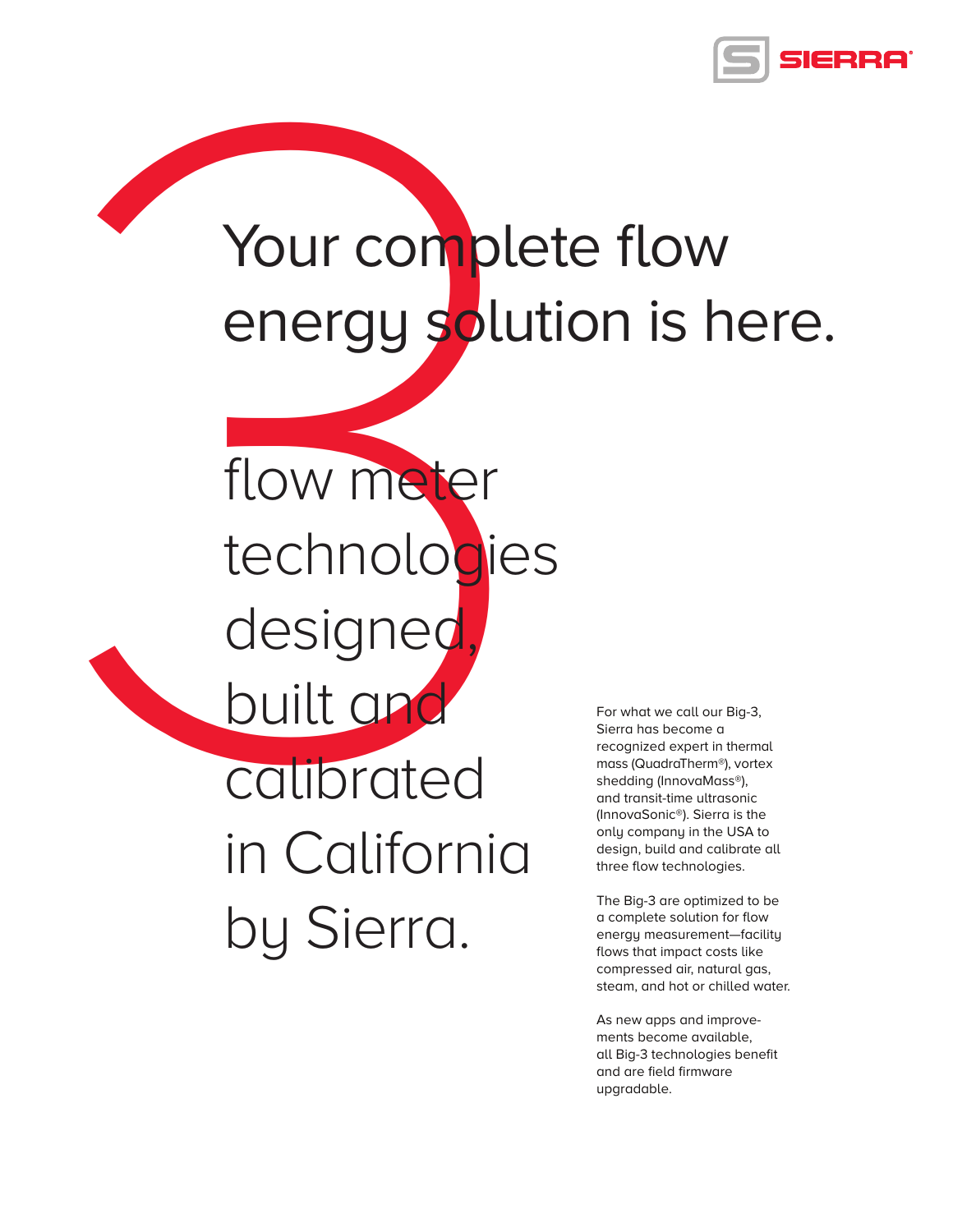# Your complete flow energy solution is here.

## 3 flow meter technologies designed, built and calibrated in California by Sierra.

For what we call our Big-3, Sierra has become a recognized expert in thermal mass (QuadraTherm®), vortex shedding (InnovaMass®), and transit-time ultrasonic (InnovaSonic®). Sierra is the only company in the USA to design, build and calibrate all three flow technologies.

The Big-3 are optimized to be a complete solution for flow energy measurement—facility flows that impact costs like compressed air, natural gas, steam, and hot or chilled water.

As new apps and improvements become available, all Big-3 technologies benefit and are field firmware upgradable.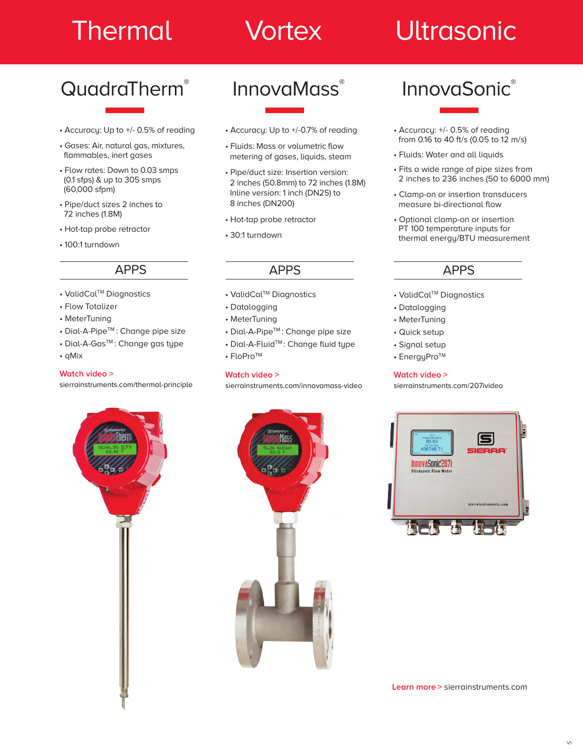# Thermal

## QuadraTherm®

- Accuracy: Up to +/- 0.5% of reading
- Gases: Air, natural gas, mixtures, flammables, inert gases
- Flow rates: Down to 0.03 smps (0.1 sfps) & up to 305 smps (60,000 sfpm)
- Pipe/duct sizes 2 inches to 72 inches (1.8M)
- Hot-tap probe retractor
- 100:1 turndown

### APPS

- ValidCal™ Diagnostics
- Flow Totalizer
- MeterTuning
- Dial-A-Pipe™: Change pipe size
- Dial-A-Gas™: Change gas type
- qMix

Watch video >
sierrainstruments.com/thermal-principle

# Vortex

## InnovaMass®

- Accuracy: Up to +/-0.7% of reading
- Fluids: Mass or volumetric flow metering of gases, liquids, steam
- Pipe/duct size: Insertion version: 2 inches (50.8mm) to 72 inches (1.8M) Inline version: 1 inch (DN25) to 8 inches (DN200)
- Hot-tap probe retractor
- 30:1 turndown

### APPS

- ValidCal™ Diagnostics
- Datalogging
- MeterTuning
- Dial-A-Pipe™: Change pipe size
- Dial-A-Fluid™: Change fluid type
- FloPro™

Watch video >
sierrainstruments.com/innovamass-video

# Ultrasonic

## InnovaSonic®

- Accuracy: +/- 0.5% of reading from 0.16 to 40 ft/s (0.05 to 12 m/s)
- Fluids: Water and all liquids
- Fits a wide range of pipe sizes from 2 inches to 236 inches (50 to 6000 mm)
- Clamp-on or insertion transducers measure bi-directional flow
- Optional clamp-on or insertion PT 100 temperature inputs for thermal energy/BTU measurement

### APPS

- ValidCal™ Diagnostics
- Datalogging
- MeterTuning
- Quick setup
- Signal setup
- EnergyPro™

Watch video >
sierrainstruments.com/207ivideo

Learn more > sierrainstruments.com